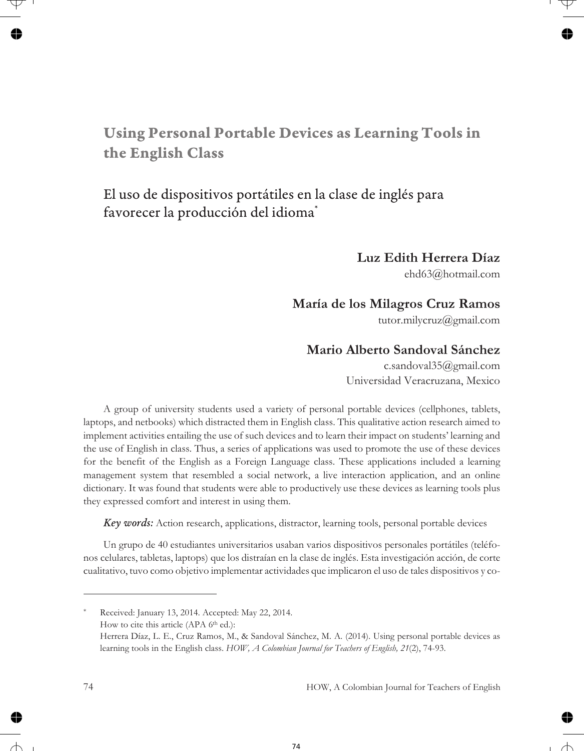# Using Personal Portable Devices as Learning Tools in the English Class

## El uso de dispositivos portátiles en la clase de inglés para favorecer la producción del idioma*

**Luz Edith Herrera Díaz**
ehd63@hotmail.com

**María de los Milagros Cruz Ramos**
tutor.milycruz@gmail.com

**Mario Alberto Sandoval Sánchez**
c.sandoval35@gmail.com
Universidad Veracruzana, Mexico

A group of university students used a variety of personal portable devices (cellphones, tablets, laptops, and netbooks) which distracted them in English class. This qualitative action research aimed to implement activities entailing the use of such devices and to learn their impact on students' learning and the use of English in class. Thus, a series of applications was used to promote the use of these devices for the benefit of the English as a Foreign Language class. These applications included a learning management system that resembled a social network, a live interaction application, and an online dictionary. It was found that students were able to productively use these devices as learning tools plus they expressed comfort and interest in using them.

***Key words:*** Action research, applications, distractor, learning tools, personal portable devices

Un grupo de 40 estudiantes universitarios usaban varios dispositivos personales portátiles (teléfonos celulares, tabletas, laptops) que los distraían en la clase de inglés. Esta investigación acción, de corte cualitativo, tuvo como objetivo implementar actividades que implicaron el uso de tales dispositivos y co-

---

\* Received: January 13, 2014. Accepted: May 22, 2014.
How to cite this article (APA 6th ed.):
Herrera Díaz, L. E., Cruz Ramos, M., & Sandoval Sánchez, M. A. (2014). Using personal portable devices as learning tools in the English class. *HOW, A Colombian Journal for Teachers of English, 21*(2), 74-93.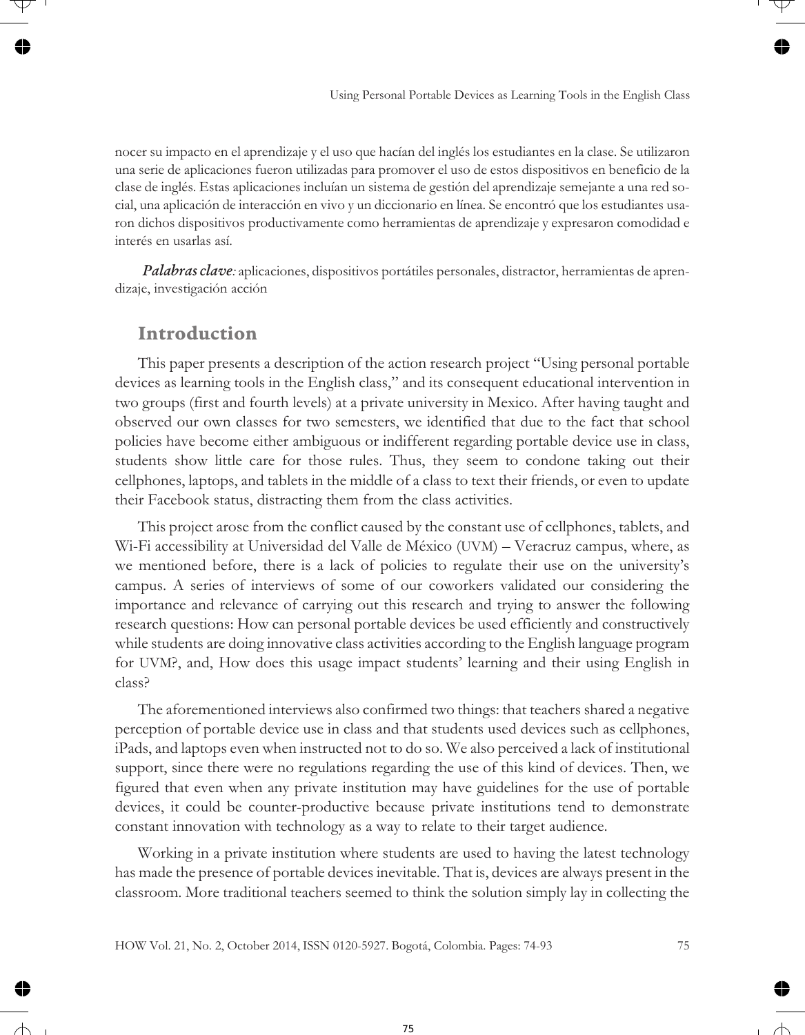nocer su impacto en el aprendizaje y el uso que hacían del inglés los estudiantes en la clase. Se utilizaron una serie de aplicaciones fueron utilizadas para promover el uso de estos dispositivos en beneficio de la clase de inglés. Estas aplicaciones incluían un sistema de gestión del aprendizaje semejante a una red social, una aplicación de interacción en vivo y un diccionario en línea. Se encontró que los estudiantes usaron dichos dispositivos productivamente como herramientas de aprendizaje y expresaron comodidad e interés en usarlas así.

***Palabras clave:*** aplicaciones, dispositivos portátiles personales, distractor, herramientas de aprendizaje, investigación acción

## Introduction

This paper presents a description of the action research project "Using personal portable devices as learning tools in the English class," and its consequent educational intervention in two groups (first and fourth levels) at a private university in Mexico. After having taught and observed our own classes for two semesters, we identified that due to the fact that school policies have become either ambiguous or indifferent regarding portable device use in class, students show little care for those rules. Thus, they seem to condone taking out their cellphones, laptops, and tablets in the middle of a class to text their friends, or even to update their Facebook status, distracting them from the class activities.

This project arose from the conflict caused by the constant use of cellphones, tablets, and Wi-Fi accessibility at Universidad del Valle de México (UVM) – Veracruz campus, where, as we mentioned before, there is a lack of policies to regulate their use on the university's campus. A series of interviews of some of our coworkers validated our considering the importance and relevance of carrying out this research and trying to answer the following research questions: How can personal portable devices be used efficiently and constructively while students are doing innovative class activities according to the English language program for UVM?, and, How does this usage impact students' learning and their using English in class?

The aforementioned interviews also confirmed two things: that teachers shared a negative perception of portable device use in class and that students used devices such as cellphones, iPads, and laptops even when instructed not to do so. We also perceived a lack of institutional support, since there were no regulations regarding the use of this kind of devices. Then, we figured that even when any private institution may have guidelines for the use of portable devices, it could be counter-productive because private institutions tend to demonstrate constant innovation with technology as a way to relate to their target audience.

Working in a private institution where students are used to having the latest technology has made the presence of portable devices inevitable. That is, devices are always present in the classroom. More traditional teachers seemed to think the solution simply lay in collecting the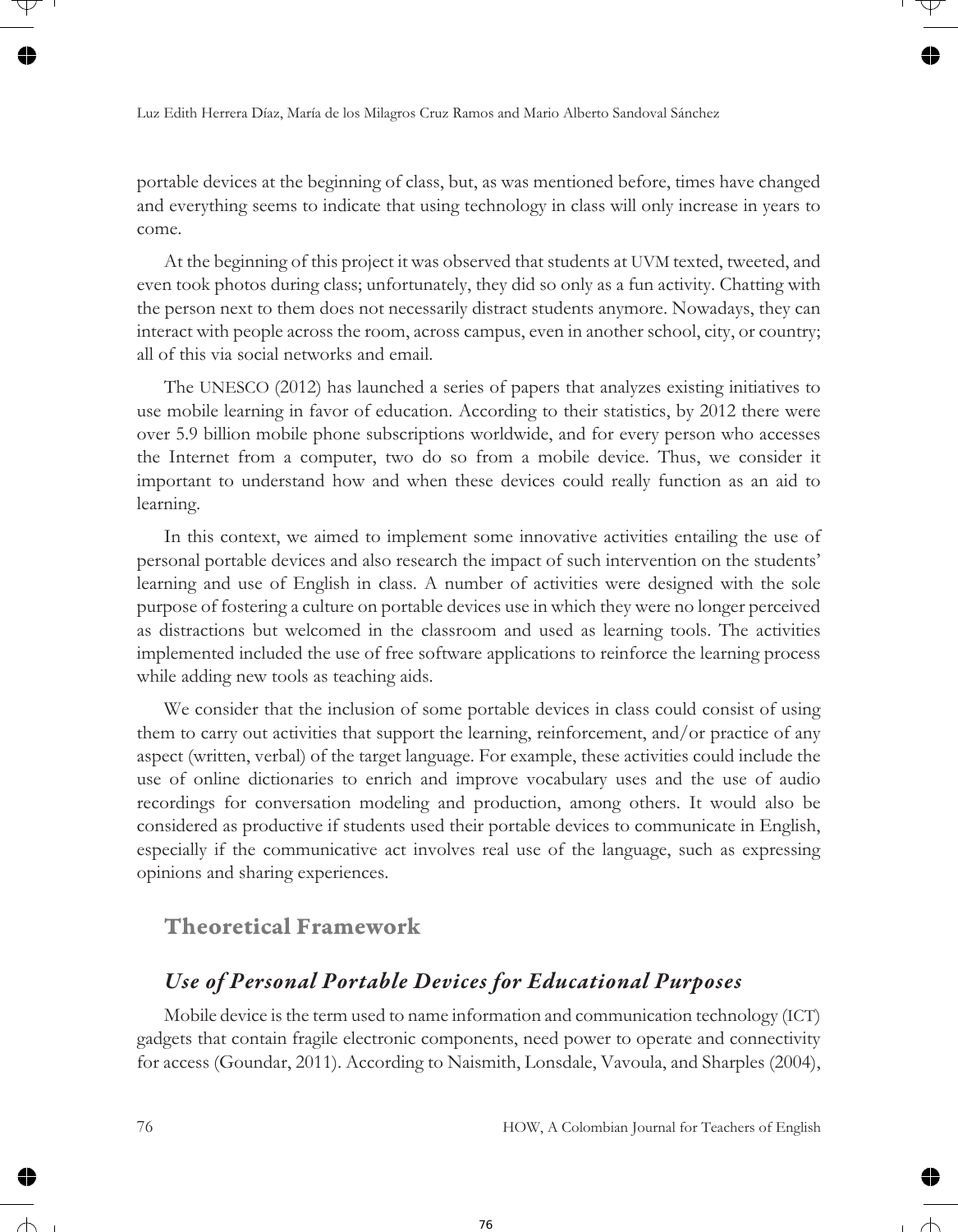portable devices at the beginning of class, but, as was mentioned before, times have changed and everything seems to indicate that using technology in class will only increase in years to come.

At the beginning of this project it was observed that students at UVM texted, tweeted, and even took photos during class; unfortunately, they did so only as a fun activity. Chatting with the person next to them does not necessarily distract students anymore. Nowadays, they can interact with people across the room, across campus, even in another school, city, or country; all of this via social networks and email.

The UNESCO (2012) has launched a series of papers that analyzes existing initiatives to use mobile learning in favor of education. According to their statistics, by 2012 there were over 5.9 billion mobile phone subscriptions worldwide, and for every person who accesses the Internet from a computer, two do so from a mobile device. Thus, we consider it important to understand how and when these devices could really function as an aid to learning.

In this context, we aimed to implement some innovative activities entailing the use of personal portable devices and also research the impact of such intervention on the students' learning and use of English in class. A number of activities were designed with the sole purpose of fostering a culture on portable devices use in which they were no longer perceived as distractions but welcomed in the classroom and used as learning tools. The activities implemented included the use of free software applications to reinforce the learning process while adding new tools as teaching aids.

We consider that the inclusion of some portable devices in class could consist of using them to carry out activities that support the learning, reinforcement, and/or practice of any aspect (written, verbal) of the target language. For example, these activities could include the use of online dictionaries to enrich and improve vocabulary uses and the use of audio recordings for conversation modeling and production, among others. It would also be considered as productive if students used their portable devices to communicate in English, especially if the communicative act involves real use of the language, such as expressing opinions and sharing experiences.

## Theoretical Framework

### *Use of Personal Portable Devices for Educational Purposes*

Mobile device is the term used to name information and communication technology (ICT) gadgets that contain fragile electronic components, need power to operate and connectivity for access (Goundar, 2011). According to Naismith, Lonsdale, Vavoula, and Sharples (2004),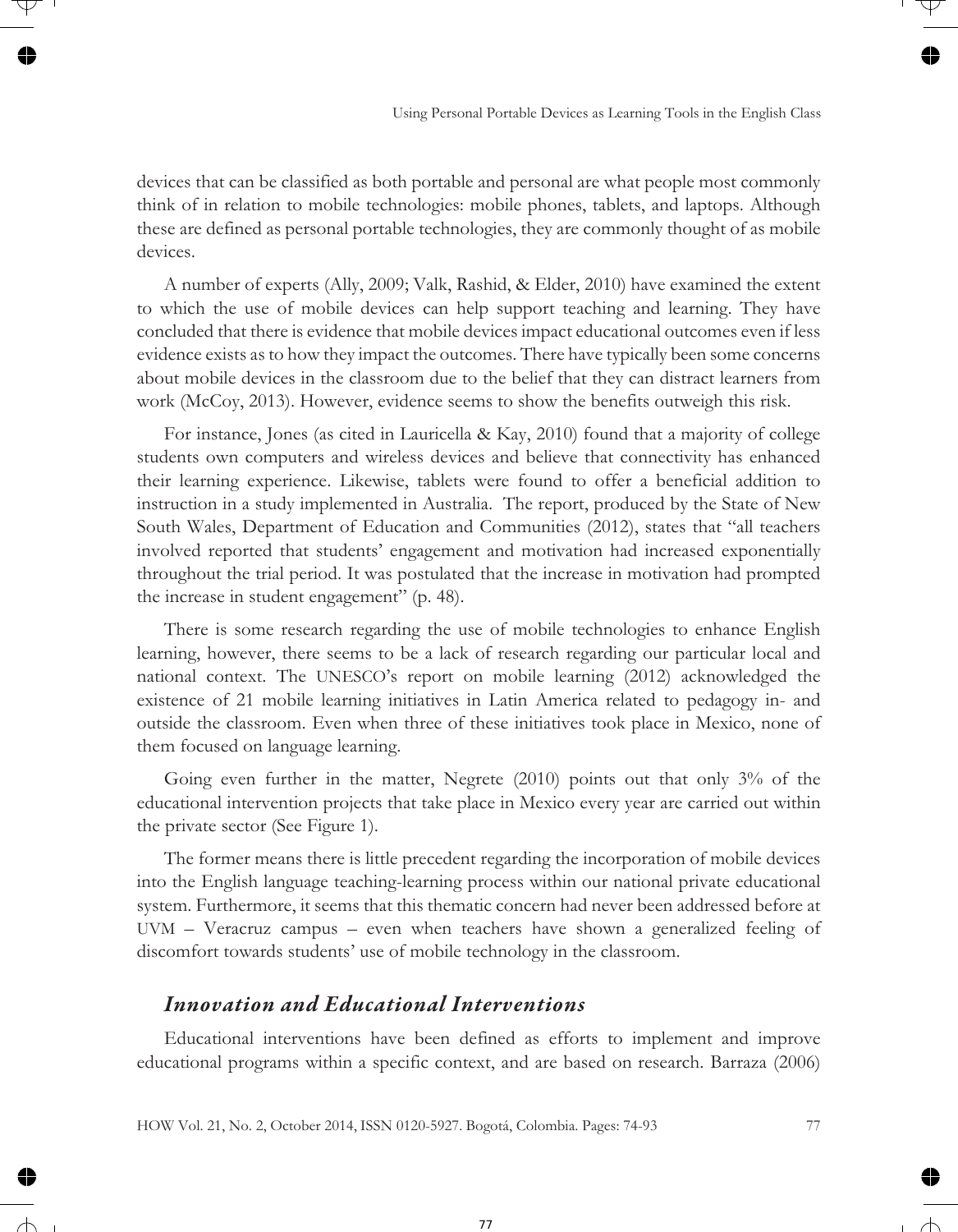devices that can be classified as both portable and personal are what people most commonly think of in relation to mobile technologies: mobile phones, tablets, and laptops. Although these are defined as personal portable technologies, they are commonly thought of as mobile devices.

A number of experts (Ally, 2009; Valk, Rashid, & Elder, 2010) have examined the extent to which the use of mobile devices can help support teaching and learning. They have concluded that there is evidence that mobile devices impact educational outcomes even if less evidence exists as to how they impact the outcomes. There have typically been some concerns about mobile devices in the classroom due to the belief that they can distract learners from work (McCoy, 2013). However, evidence seems to show the benefits outweigh this risk.

For instance, Jones (as cited in Lauricella & Kay, 2010) found that a majority of college students own computers and wireless devices and believe that connectivity has enhanced their learning experience. Likewise, tablets were found to offer a beneficial addition to instruction in a study implemented in Australia. The report, produced by the State of New South Wales, Department of Education and Communities (2012), states that "all teachers involved reported that students' engagement and motivation had increased exponentially throughout the trial period. It was postulated that the increase in motivation had prompted the increase in student engagement" (p. 48).

There is some research regarding the use of mobile technologies to enhance English learning, however, there seems to be a lack of research regarding our particular local and national context. The UNESCO's report on mobile learning (2012) acknowledged the existence of 21 mobile learning initiatives in Latin America related to pedagogy in- and outside the classroom. Even when three of these initiatives took place in Mexico, none of them focused on language learning.

Going even further in the matter, Negrete (2010) points out that only 3% of the educational intervention projects that take place in Mexico every year are carried out within the private sector (See Figure 1).

The former means there is little precedent regarding the incorporation of mobile devices into the English language teaching-learning process within our national private educational system. Furthermore, it seems that this thematic concern had never been addressed before at UVM – Veracruz campus – even when teachers have shown a generalized feeling of discomfort towards students' use of mobile technology in the classroom.

## *Innovation and Educational Interventions*

Educational interventions have been defined as efforts to implement and improve educational programs within a specific context, and are based on research. Barraza (2006)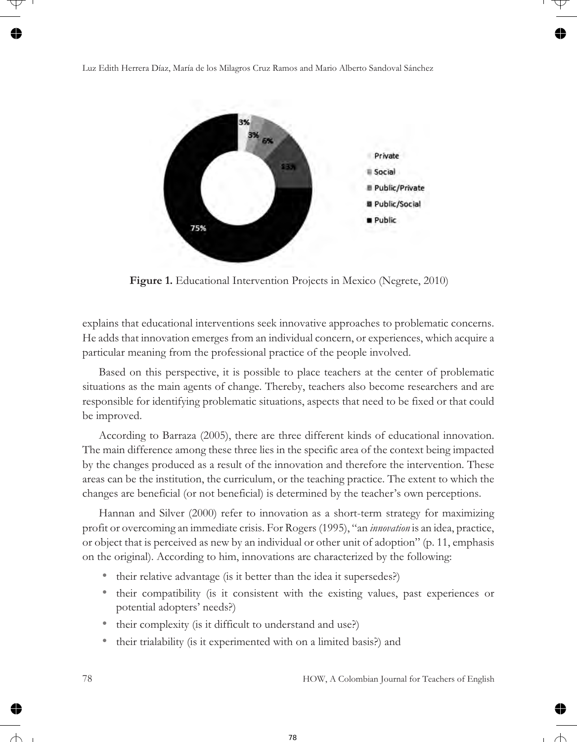**Figure 1.** Educational Intervention Projects in Mexico (Negrete, 2010)

explains that educational interventions seek innovative approaches to problematic concerns. He adds that innovation emerges from an individual concern, or experiences, which acquire a particular meaning from the professional practice of the people involved.

Based on this perspective, it is possible to place teachers at the center of problematic situations as the main agents of change. Thereby, teachers also become researchers and are responsible for identifying problematic situations, aspects that need to be fixed or that could be improved.

According to Barraza (2005), there are three different kinds of educational innovation. The main difference among these three lies in the specific area of the context being impacted by the changes produced as a result of the innovation and therefore the intervention. These areas can be the institution, the curriculum, or the teaching practice. The extent to which the changes are beneficial (or not beneficial) is determined by the teacher's own perceptions.

Hannan and Silver (2000) refer to innovation as a short-term strategy for maximizing profit or overcoming an immediate crisis. For Rogers (1995), "an *innovation* is an idea, practice, or object that is perceived as new by an individual or other unit of adoption" (p. 11, emphasis on the original). According to him, innovations are characterized by the following:

- their relative advantage (is it better than the idea it supersedes?)
- their compatibility (is it consistent with the existing values, past experiences or potential adopters' needs?)
- their complexity (is it difficult to understand and use?)
- their trialability (is it experimented with on a limited basis?) and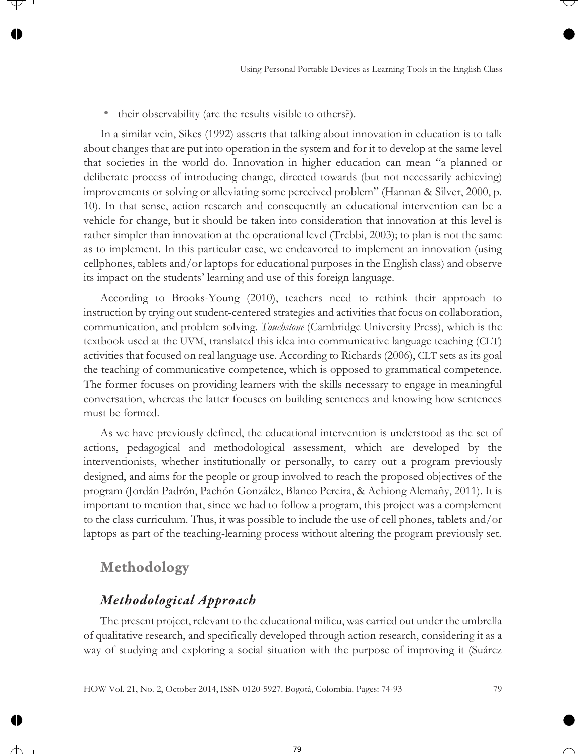- their observability (are the results visible to others?).

In a similar vein, Sikes (1992) asserts that talking about innovation in education is to talk about changes that are put into operation in the system and for it to develop at the same level that societies in the world do. Innovation in higher education can mean "a planned or deliberate process of introducing change, directed towards (but not necessarily achieving) improvements or solving or alleviating some perceived problem" (Hannan & Silver, 2000, p. 10). In that sense, action research and consequently an educational intervention can be a vehicle for change, but it should be taken into consideration that innovation at this level is rather simpler than innovation at the operational level (Trebbi, 2003); to plan is not the same as to implement. In this particular case, we endeavored to implement an innovation (using cellphones, tablets and/or laptops for educational purposes in the English class) and observe its impact on the students' learning and use of this foreign language.

According to Brooks-Young (2010), teachers need to rethink their approach to instruction by trying out student-centered strategies and activities that focus on collaboration, communication, and problem solving. *Touchstone* (Cambridge University Press), which is the textbook used at the UVM, translated this idea into communicative language teaching (CLT) activities that focused on real language use. According to Richards (2006), CLT sets as its goal the teaching of communicative competence, which is opposed to grammatical competence. The former focuses on providing learners with the skills necessary to engage in meaningful conversation, whereas the latter focuses on building sentences and knowing how sentences must be formed.

As we have previously defined, the educational intervention is understood as the set of actions, pedagogical and methodological assessment, which are developed by the interventionists, whether institutionally or personally, to carry out a program previously designed, and aims for the people or group involved to reach the proposed objectives of the program (Jordán Padrón, Pachón González, Blanco Pereira, & Achiong Alemañy, 2011). It is important to mention that, since we had to follow a program, this project was a complement to the class curriculum. Thus, it was possible to include the use of cell phones, tablets and/or laptops as part of the teaching-learning process without altering the program previously set.

## Methodology

### *Methodological Approach*

The present project, relevant to the educational milieu, was carried out under the umbrella of qualitative research, and specifically developed through action research, considering it as a way of studying and exploring a social situation with the purpose of improving it (Suárez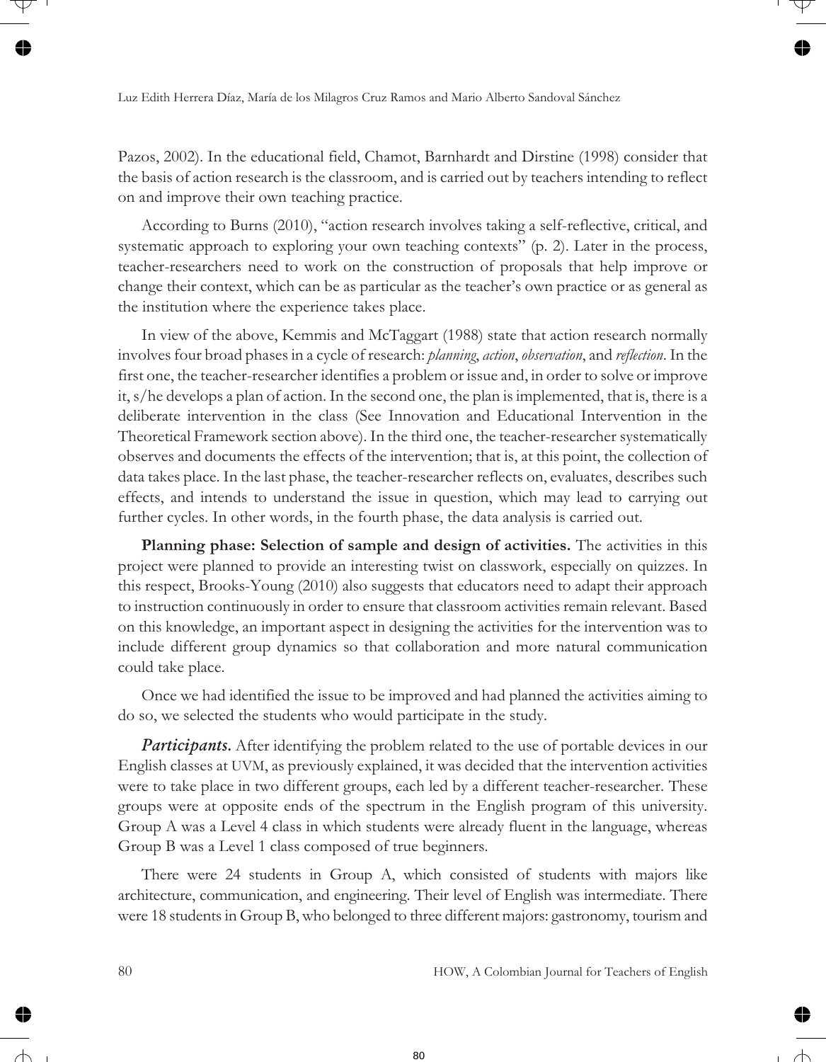Pazos, 2002). In the educational field, Chamot, Barnhardt and Dirstine (1998) consider that the basis of action research is the classroom, and is carried out by teachers intending to reflect on and improve their own teaching practice.

According to Burns (2010), "action research involves taking a self-reflective, critical, and systematic approach to exploring your own teaching contexts" (p. 2). Later in the process, teacher-researchers need to work on the construction of proposals that help improve or change their context, which can be as particular as the teacher's own practice or as general as the institution where the experience takes place.

In view of the above, Kemmis and McTaggart (1988) state that action research normally involves four broad phases in a cycle of research: *planning*, *action*, *observation*, and *reflection*. In the first one, the teacher-researcher identifies a problem or issue and, in order to solve or improve it, s/he develops a plan of action. In the second one, the plan is implemented, that is, there is a deliberate intervention in the class (See Innovation and Educational Intervention in the Theoretical Framework section above). In the third one, the teacher-researcher systematically observes and documents the effects of the intervention; that is, at this point, the collection of data takes place. In the last phase, the teacher-researcher reflects on, evaluates, describes such effects, and intends to understand the issue in question, which may lead to carrying out further cycles. In other words, in the fourth phase, the data analysis is carried out.

**Planning phase: Selection of sample and design of activities.** The activities in this project were planned to provide an interesting twist on classwork, especially on quizzes. In this respect, Brooks-Young (2010) also suggests that educators need to adapt their approach to instruction continuously in order to ensure that classroom activities remain relevant. Based on this knowledge, an important aspect in designing the activities for the intervention was to include different group dynamics so that collaboration and more natural communication could take place.

Once we had identified the issue to be improved and had planned the activities aiming to do so, we selected the students who would participate in the study.

***Participants.*** After identifying the problem related to the use of portable devices in our English classes at UVM, as previously explained, it was decided that the intervention activities were to take place in two different groups, each led by a different teacher-researcher. These groups were at opposite ends of the spectrum in the English program of this university. Group A was a Level 4 class in which students were already fluent in the language, whereas Group B was a Level 1 class composed of true beginners.

There were 24 students in Group A, which consisted of students with majors like architecture, communication, and engineering. Their level of English was intermediate. There were 18 students in Group B, who belonged to three different majors: gastronomy, tourism and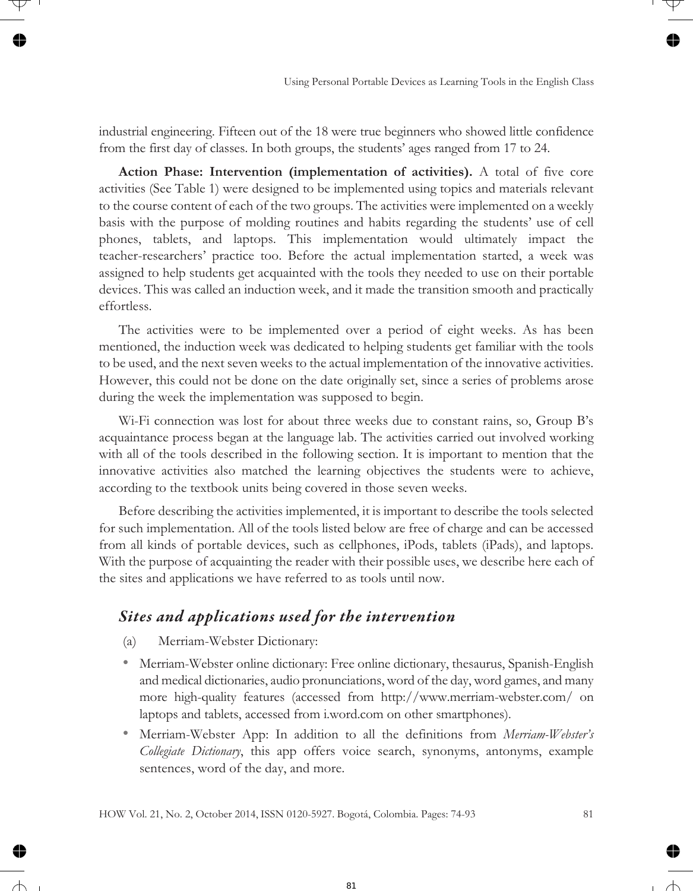industrial engineering. Fifteen out of the 18 were true beginners who showed little confidence from the first day of classes. In both groups, the students' ages ranged from 17 to 24.

**Action Phase: Intervention (implementation of activities).** A total of five core activities (See Table 1) were designed to be implemented using topics and materials relevant to the course content of each of the two groups. The activities were implemented on a weekly basis with the purpose of molding routines and habits regarding the students' use of cell phones, tablets, and laptops. This implementation would ultimately impact the teacher-researchers' practice too. Before the actual implementation started, a week was assigned to help students get acquainted with the tools they needed to use on their portable devices. This was called an induction week, and it made the transition smooth and practically effortless.

The activities were to be implemented over a period of eight weeks. As has been mentioned, the induction week was dedicated to helping students get familiar with the tools to be used, and the next seven weeks to the actual implementation of the innovative activities. However, this could not be done on the date originally set, since a series of problems arose during the week the implementation was supposed to begin.

Wi-Fi connection was lost for about three weeks due to constant rains, so, Group B's acquaintance process began at the language lab. The activities carried out involved working with all of the tools described in the following section. It is important to mention that the innovative activities also matched the learning objectives the students were to achieve, according to the textbook units being covered in those seven weeks.

Before describing the activities implemented, it is important to describe the tools selected for such implementation. All of the tools listed below are free of charge and can be accessed from all kinds of portable devices, such as cellphones, iPods, tablets (iPads), and laptops. With the purpose of acquainting the reader with their possible uses, we describe here each of the sites and applications we have referred to as tools until now.

## *Sites and applications used for the intervention*

(a) Merriam-Webster Dictionary:

- Merriam-Webster online dictionary: Free online dictionary, thesaurus, Spanish-English and medical dictionaries, audio pronunciations, word of the day, word games, and many more high-quality features (accessed from http://www.merriam-webster.com/ on laptops and tablets, accessed from i.word.com on other smartphones).
- Merriam-Webster App: In addition to all the definitions from *Merriam-Webster's Collegiate Dictionary*, this app offers voice search, synonyms, antonyms, example sentences, word of the day, and more.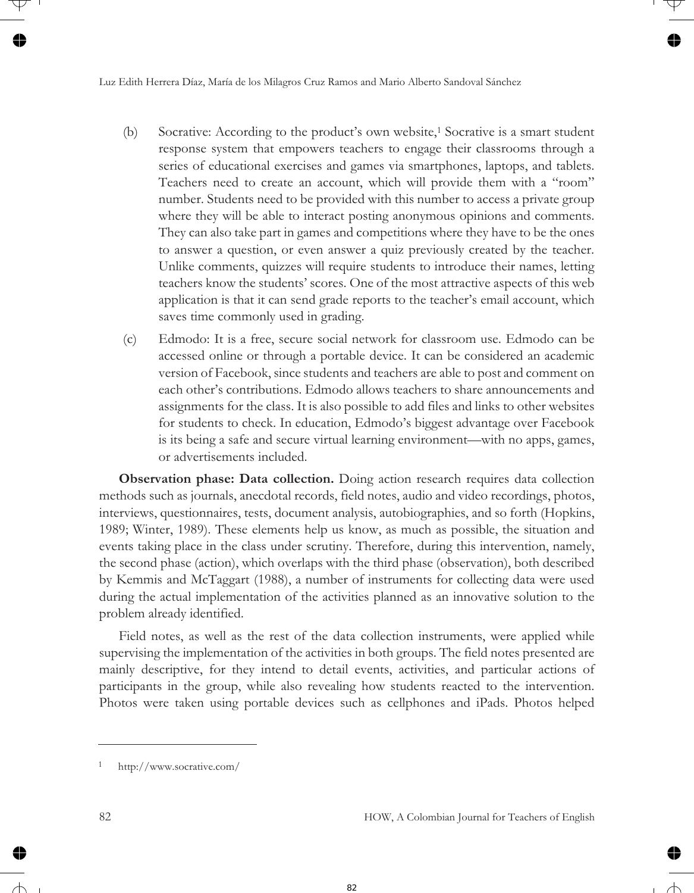(b) Socrative: According to the product's own website,[1] Socrative is a smart student response system that empowers teachers to engage their classrooms through a series of educational exercises and games via smartphones, laptops, and tablets. Teachers need to create an account, which will provide them with a "room" number. Students need to be provided with this number to access a private group where they will be able to interact posting anonymous opinions and comments. They can also take part in games and competitions where they have to be the ones to answer a question, or even answer a quiz previously created by the teacher. Unlike comments, quizzes will require students to introduce their names, letting teachers know the students' scores. One of the most attractive aspects of this web application is that it can send grade reports to the teacher's email account, which saves time commonly used in grading.

(c) Edmodo: It is a free, secure social network for classroom use. Edmodo can be accessed online or through a portable device. It can be considered an academic version of Facebook, since students and teachers are able to post and comment on each other's contributions. Edmodo allows teachers to share announcements and assignments for the class. It is also possible to add files and links to other websites for students to check. In education, Edmodo's biggest advantage over Facebook is its being a safe and secure virtual learning environment—with no apps, games, or advertisements included.

**Observation phase: Data collection.** Doing action research requires data collection methods such as journals, anecdotal records, field notes, audio and video recordings, photos, interviews, questionnaires, tests, document analysis, autobiographies, and so forth (Hopkins, 1989; Winter, 1989). These elements help us know, as much as possible, the situation and events taking place in the class under scrutiny. Therefore, during this intervention, namely, the second phase (action), which overlaps with the third phase (observation), both described by Kemmis and McTaggart (1988), a number of instruments for collecting data were used during the actual implementation of the activities planned as an innovative solution to the problem already identified.

Field notes, as well as the rest of the data collection instruments, were applied while supervising the implementation of the activities in both groups. The field notes presented are mainly descriptive, for they intend to detail events, activities, and particular actions of participants in the group, while also revealing how students reacted to the intervention. Photos were taken using portable devices such as cellphones and iPads. Photos helped

---

[1] http://www.socrative.com/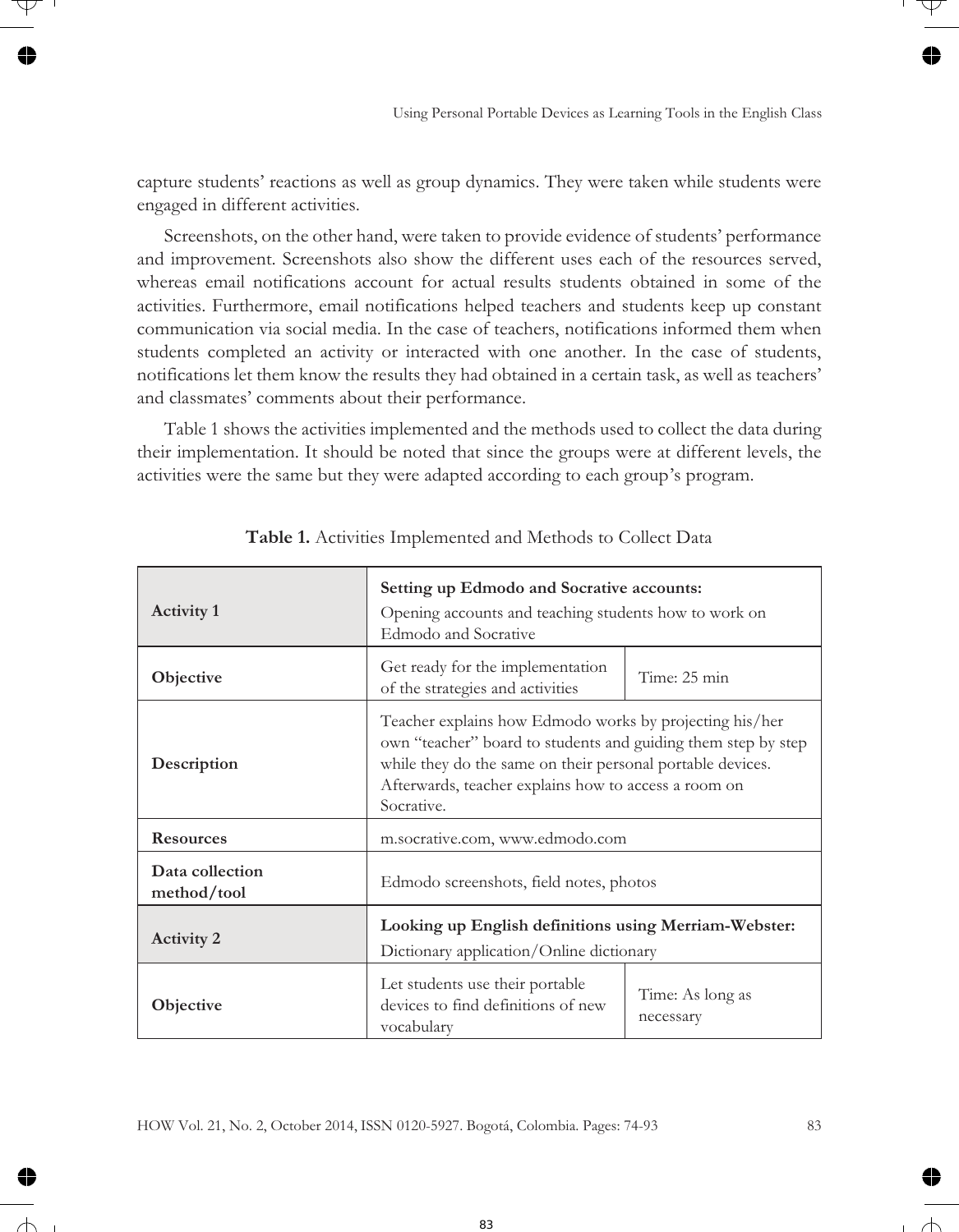capture students' reactions as well as group dynamics. They were taken while students were engaged in different activities.

Screenshots, on the other hand, were taken to provide evidence of students' performance and improvement. Screenshots also show the different uses each of the resources served, whereas email notifications account for actual results students obtained in some of the activities. Furthermore, email notifications helped teachers and students keep up constant communication via social media. In the case of teachers, notifications informed them when students completed an activity or interacted with one another. In the case of students, notifications let them know the results they had obtained in a certain task, as well as teachers' and classmates' comments about their performance.

Table 1 shows the activities implemented and the methods used to collect the data during their implementation. It should be noted that since the groups were at different levels, the activities were the same but they were adapted according to each group's program.

**Table 1.** Activities Implemented and Methods to Collect Data

| | | |
|---|---|---|
| **Activity 1** | **Setting up Edmodo and Socrative accounts:** Opening accounts and teaching students how to work on Edmodo and Socrative | |
| **Objective** | Get ready for the implementation of the strategies and activities | Time: 25 min |
| **Description** | Teacher explains how Edmodo works by projecting his/her own "teacher" board to students and guiding them step by step while they do the same on their personal portable devices. Afterwards, teacher explains how to access a room on Socrative. | |
| **Resources** | m.socrative.com, www.edmodo.com | |
| **Data collection method/tool** | Edmodo screenshots, field notes, photos | |
| **Activity 2** | **Looking up English definitions using Merriam-Webster:** Dictionary application/Online dictionary | |
| **Objective** | Let students use their portable devices to find definitions of new vocabulary | Time: As long as necessary |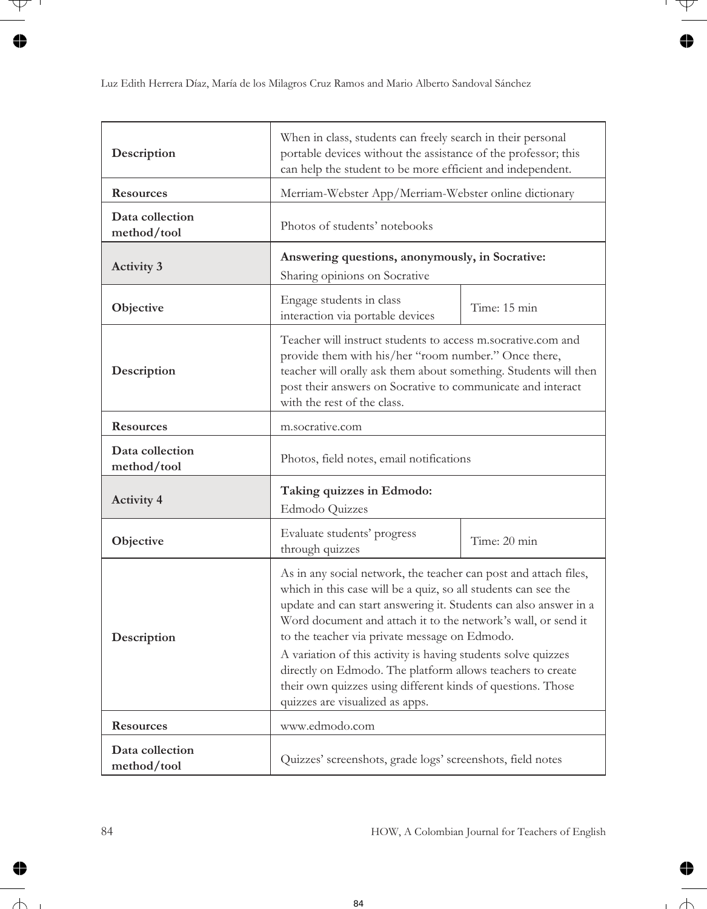| | | |
|---|---|---|
| **Description** | When in class, students can freely search in their personal portable devices without the assistance of the professor; this can help the student to be more efficient and independent. | |
| **Resources** | Merriam-Webster App/Merriam-Webster online dictionary | |
| **Data collection method/tool** | Photos of students' notebooks | |
| **Activity 3** | **Answering questions, anonymously, in Socrative:** Sharing opinions on Socrative | |
| **Objective** | Engage students in class interaction via portable devices | Time: 15 min |
| **Description** | Teacher will instruct students to access m.socrative.com and provide them with his/her "room number." Once there, teacher will orally ask them about something. Students will then post their answers on Socrative to communicate and interact with the rest of the class. | |
| **Resources** | m.socrative.com | |
| **Data collection method/tool** | Photos, field notes, email notifications | |
| **Activity 4** | **Taking quizzes in Edmodo:** Edmodo Quizzes | |
| **Objective** | Evaluate students' progress through quizzes | Time: 20 min |
| **Description** | As in any social network, the teacher can post and attach files, which in this case will be a quiz, so all students can see the update and can start answering it. Students can also answer in a Word document and attach it to the network's wall, or send it to the teacher via private message on Edmodo. A variation of this activity is having students solve quizzes directly on Edmodo. The platform allows teachers to create their own quizzes using different kinds of questions. Those quizzes are visualized as apps. | |
| **Resources** | www.edmodo.com | |
| **Data collection method/tool** | Quizzes' screenshots, grade logs' screenshots, field notes | |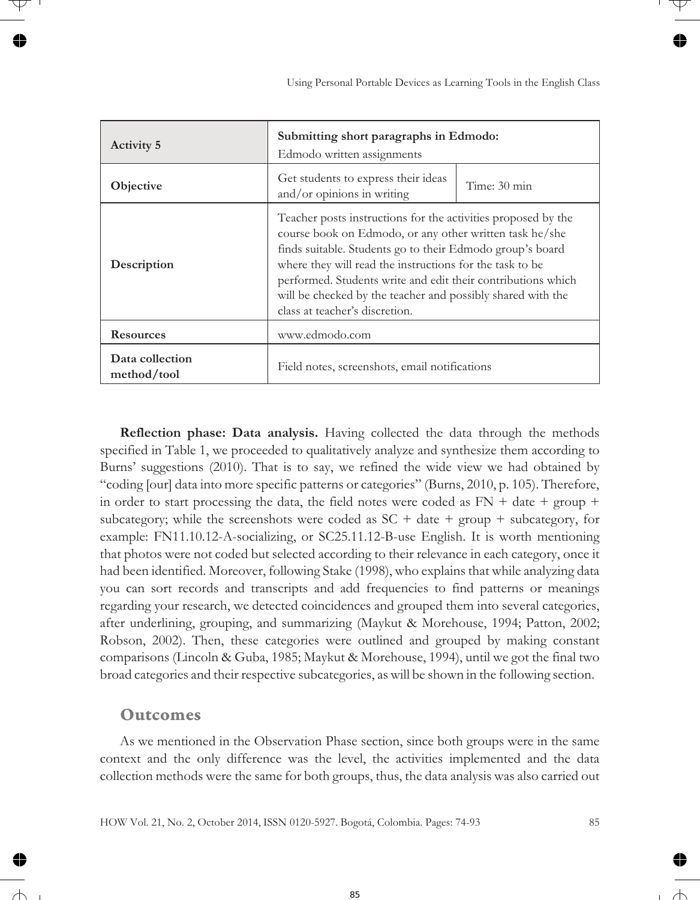| **Activity 5** | **Submitting short paragraphs in Edmodo:**<br>Edmodo written assignments | |
|---|---|---|
| **Objective** | Get students to express their ideas and/or opinions in writing | Time: 30 min |
| **Description** | Teacher posts instructions for the activities proposed by the course book on Edmodo, or any other written task he/she finds suitable. Students go to their Edmodo group's board where they will read the instructions for the task to be performed. Students write and edit their contributions which will be checked by the teacher and possibly shared with the class at teacher's discretion. | |
| **Resources** | www.edmodo.com | |
| **Data collection method/tool** | Field notes, screenshots, email notifications | |

**Reflection phase: Data analysis.** Having collected the data through the methods specified in Table 1, we proceeded to qualitatively analyze and synthesize them according to Burns' suggestions (2010). That is to say, we refined the wide view we had obtained by "coding [our] data into more specific patterns or categories" (Burns, 2010, p. 105). Therefore, in order to start processing the data, the field notes were coded as FN + date + group + subcategory; while the screenshots were coded as SC + date + group + subcategory, for example: FN11.10.12-A-socializing, or SC25.11.12-B-use English. It is worth mentioning that photos were not coded but selected according to their relevance in each category, once it had been identified. Moreover, following Stake (1998), who explains that while analyzing data you can sort records and transcripts and add frequencies to find patterns or meanings regarding your research, we detected coincidences and grouped them into several categories, after underlining, grouping, and summarizing (Maykut & Morehouse, 1994; Patton, 2002; Robson, 2002). Then, these categories were outlined and grouped by making constant comparisons (Lincoln & Guba, 1985; Maykut & Morehouse, 1994), until we got the final two broad categories and their respective subcategories, as will be shown in the following section.

## Outcomes

As we mentioned in the Observation Phase section, since both groups were in the same context and the only difference was the level, the activities implemented and the data collection methods were the same for both groups, thus, the data analysis was also carried out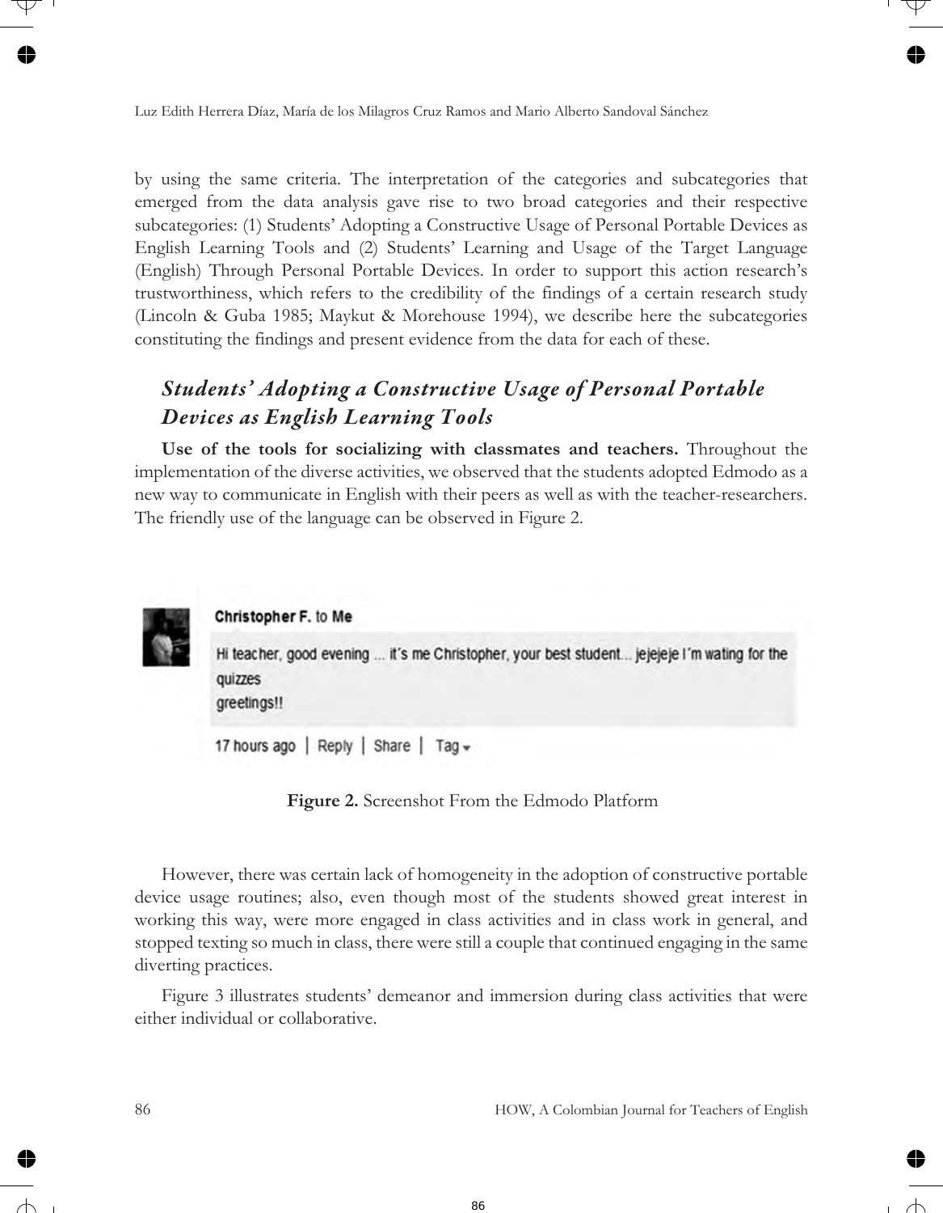by using the same criteria. The interpretation of the categories and subcategories that emerged from the data analysis gave rise to two broad categories and their respective subcategories: (1) Students' Adopting a Constructive Usage of Personal Portable Devices as English Learning Tools and (2) Students' Learning and Usage of the Target Language (English) Through Personal Portable Devices. In order to support this action research's trustworthiness, which refers to the credibility of the findings of a certain research study (Lincoln & Guba 1985; Maykut & Morehouse 1994), we describe here the subcategories constituting the findings and present evidence from the data for each of these.

## *Students' Adopting a Constructive Usage of Personal Portable Devices as English Learning Tools*

**Use of the tools for socializing with classmates and teachers.** Throughout the implementation of the diverse activities, we observed that the students adopted Edmodo as a new way to communicate in English with their peers as well as with the teacher-researchers. The friendly use of the language can be observed in Figure 2.

> **Christopher F.** to **Me**
>
> Hi teacher, good evening ... it´s me Christopher, your best student... jejejeje I´m wating for the quizzes
> greetings!!
>
> 17 hours ago | Reply | Share | Tag

**Figure 2.** Screenshot From the Edmodo Platform

However, there was certain lack of homogeneity in the adoption of constructive portable device usage routines; also, even though most of the students showed great interest in working this way, were more engaged in class activities and in class work in general, and stopped texting so much in class, there were still a couple that continued engaging in the same diverting practices.

Figure 3 illustrates students' demeanor and immersion during class activities that were either individual or collaborative.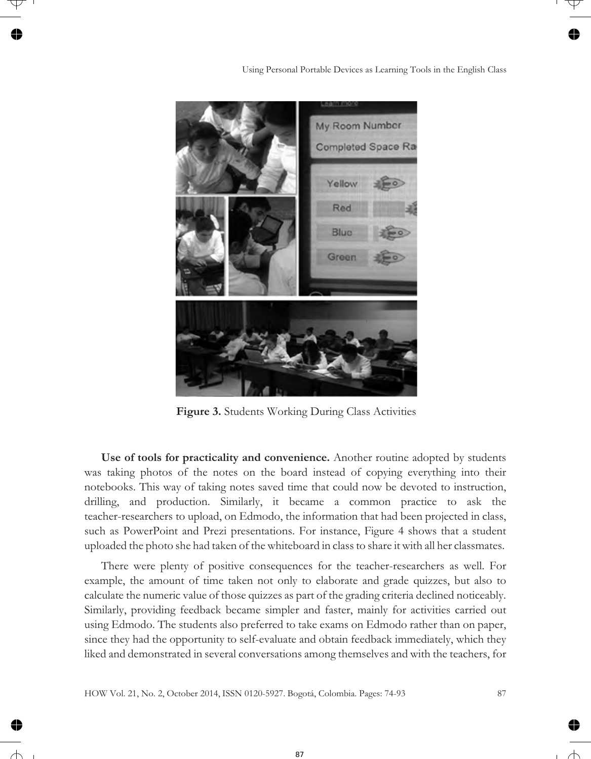**Figure 3.** Students Working During Class Activities

**Use of tools for practicality and convenience.** Another routine adopted by students was taking photos of the notes on the board instead of copying everything into their notebooks. This way of taking notes saved time that could now be devoted to instruction, drilling, and production. Similarly, it became a common practice to ask the teacher-researchers to upload, on Edmodo, the information that had been projected in class, such as PowerPoint and Prezi presentations. For instance, Figure 4 shows that a student uploaded the photo she had taken of the whiteboard in class to share it with all her classmates.

There were plenty of positive consequences for the teacher-researchers as well. For example, the amount of time taken not only to elaborate and grade quizzes, but also to calculate the numeric value of those quizzes as part of the grading criteria declined noticeably. Similarly, providing feedback became simpler and faster, mainly for activities carried out using Edmodo. The students also preferred to take exams on Edmodo rather than on paper, since they had the opportunity to self-evaluate and obtain feedback immediately, which they liked and demonstrated in several conversations among themselves and with the teachers, for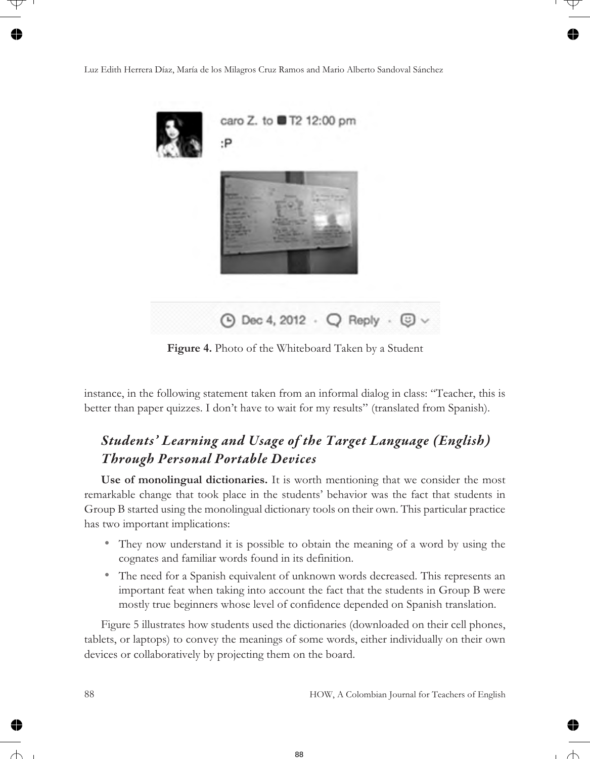Figure 4. Photo of the Whiteboard Taken by a Student

instance, in the following statement taken from an informal dialog in class: "Teacher, this is better than paper quizzes. I don't have to wait for my results" (translated from Spanish).

## *Students' Learning and Usage of the Target Language (English) Through Personal Portable Devices*

**Use of monolingual dictionaries.** It is worth mentioning that we consider the most remarkable change that took place in the students' behavior was the fact that students in Group B started using the monolingual dictionary tools on their own. This particular practice has two important implications:

- They now understand it is possible to obtain the meaning of a word by using the cognates and familiar words found in its definition.
- The need for a Spanish equivalent of unknown words decreased. This represents an important feat when taking into account the fact that the students in Group B were mostly true beginners whose level of confidence depended on Spanish translation.

Figure 5 illustrates how students used the dictionaries (downloaded on their cell phones, tablets, or laptops) to convey the meanings of some words, either individually on their own devices or collaboratively by projecting them on the board.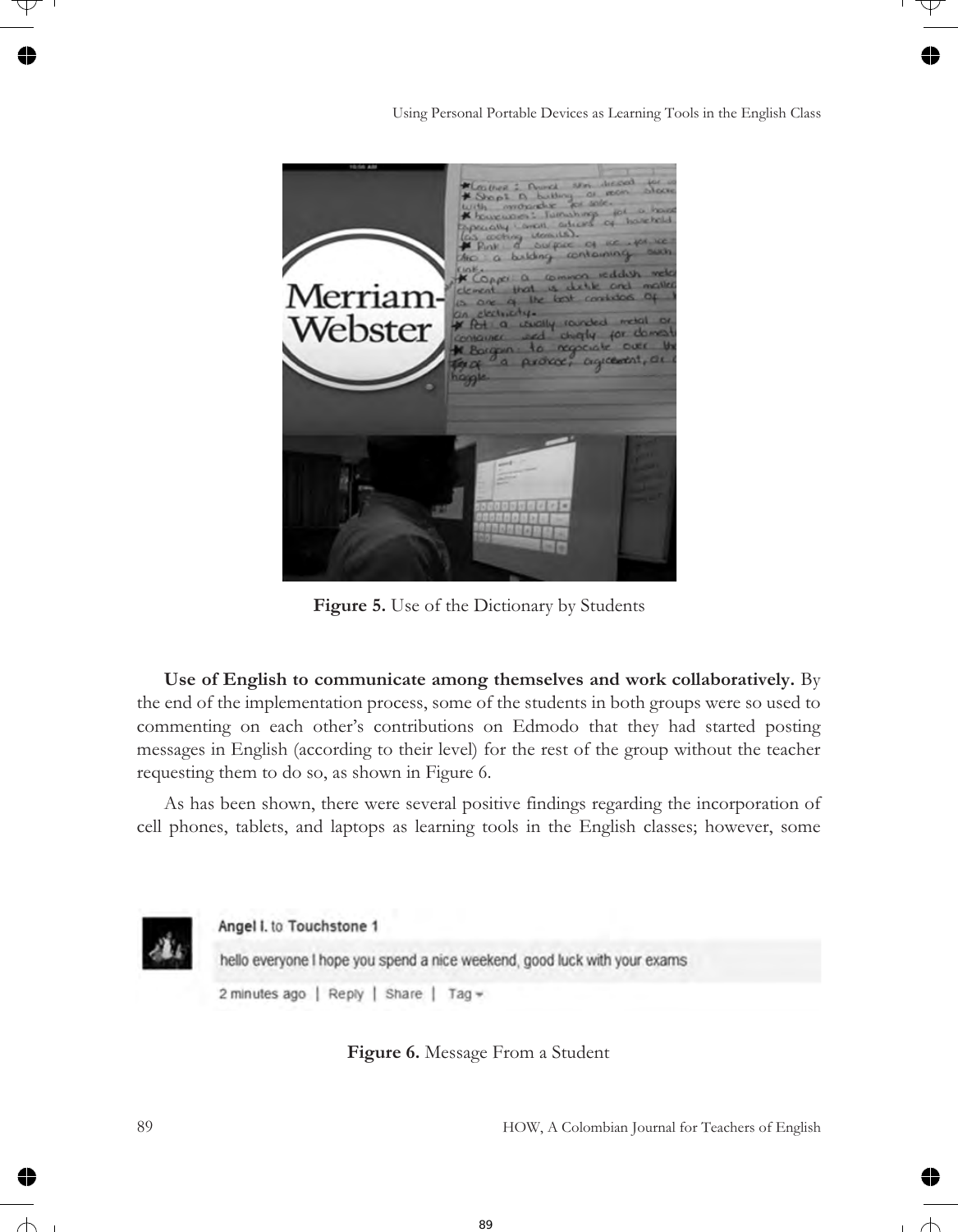Figure 5. Use of the Dictionary by Students

**Use of English to communicate among themselves and work collaboratively.** By the end of the implementation process, some of the students in both groups were so used to commenting on each other's contributions on Edmodo that they had started posting messages in English (according to their level) for the rest of the group without the teacher requesting them to do so, as shown in Figure 6.

As has been shown, there were several positive findings regarding the incorporation of cell phones, tablets, and laptops as learning tools in the English classes; however, some

**Figure 6.** Message From a Student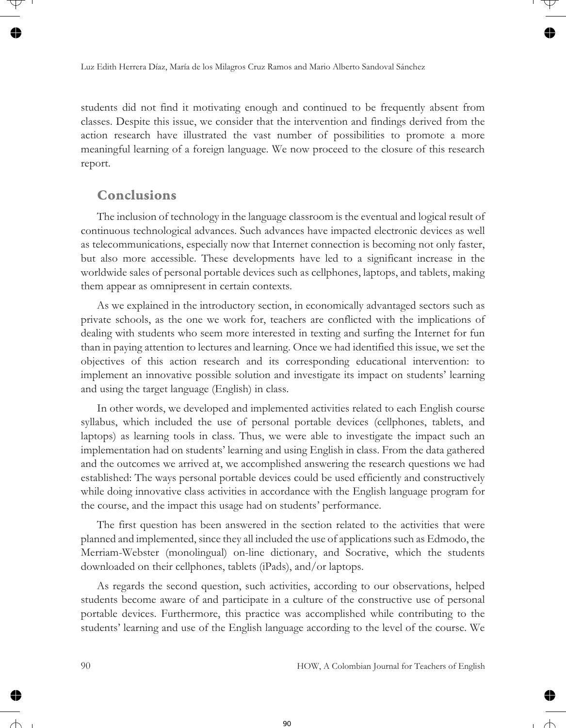students did not find it motivating enough and continued to be frequently absent from classes. Despite this issue, we consider that the intervention and findings derived from the action research have illustrated the vast number of possibilities to promote a more meaningful learning of a foreign language. We now proceed to the closure of this research report.

## Conclusions

The inclusion of technology in the language classroom is the eventual and logical result of continuous technological advances. Such advances have impacted electronic devices as well as telecommunications, especially now that Internet connection is becoming not only faster, but also more accessible. These developments have led to a significant increase in the worldwide sales of personal portable devices such as cellphones, laptops, and tablets, making them appear as omnipresent in certain contexts.

As we explained in the introductory section, in economically advantaged sectors such as private schools, as the one we work for, teachers are conflicted with the implications of dealing with students who seem more interested in texting and surfing the Internet for fun than in paying attention to lectures and learning. Once we had identified this issue, we set the objectives of this action research and its corresponding educational intervention: to implement an innovative possible solution and investigate its impact on students' learning and using the target language (English) in class.

In other words, we developed and implemented activities related to each English course syllabus, which included the use of personal portable devices (cellphones, tablets, and laptops) as learning tools in class. Thus, we were able to investigate the impact such an implementation had on students' learning and using English in class. From the data gathered and the outcomes we arrived at, we accomplished answering the research questions we had established: The ways personal portable devices could be used efficiently and constructively while doing innovative class activities in accordance with the English language program for the course, and the impact this usage had on students' performance.

The first question has been answered in the section related to the activities that were planned and implemented, since they all included the use of applications such as Edmodo, the Merriam-Webster (monolingual) on-line dictionary, and Socrative, which the students downloaded on their cellphones, tablets (iPads), and/or laptops.

As regards the second question, such activities, according to our observations, helped students become aware of and participate in a culture of the constructive use of personal portable devices. Furthermore, this practice was accomplished while contributing to the students' learning and use of the English language according to the level of the course. We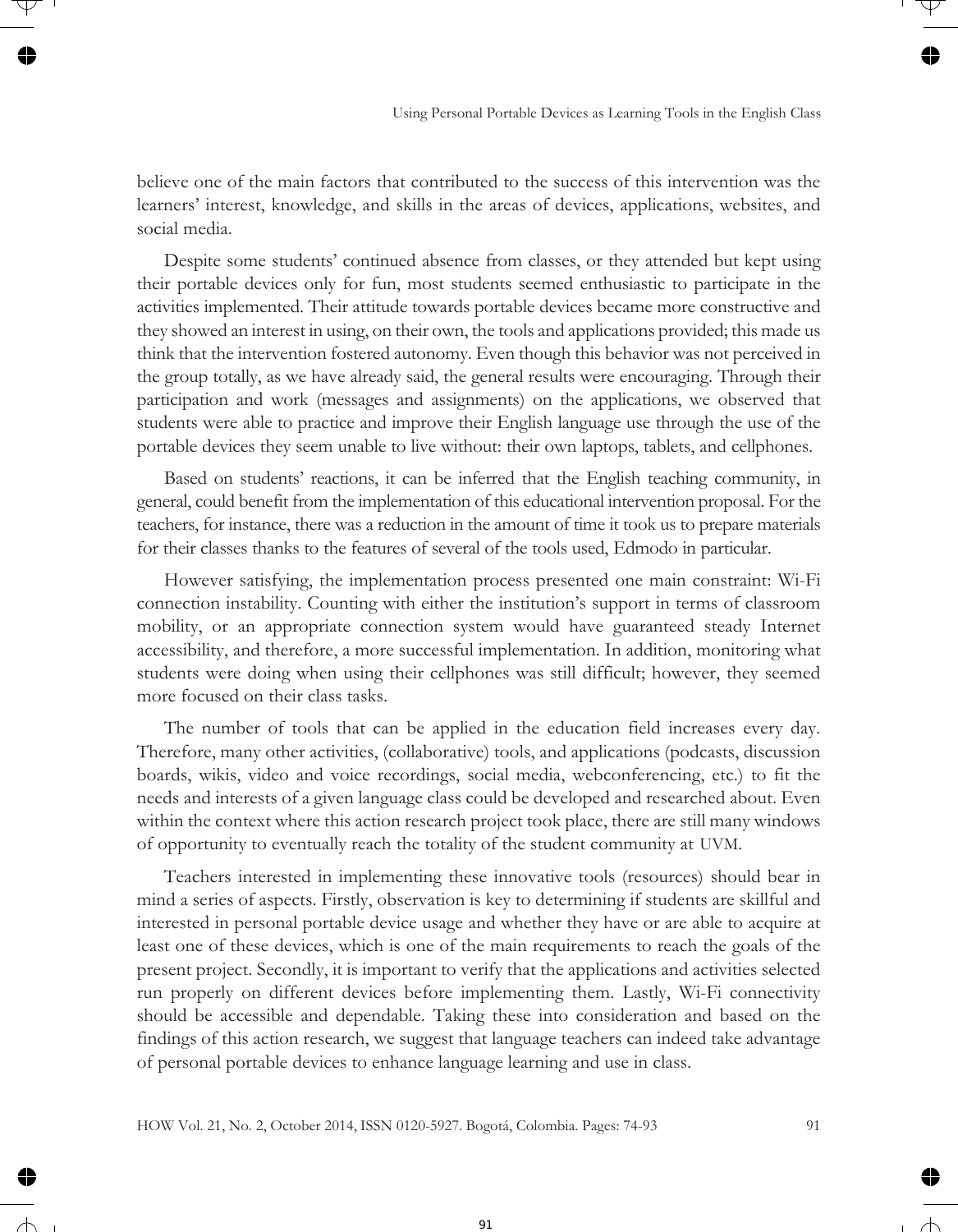believe one of the main factors that contributed to the success of this intervention was the learners' interest, knowledge, and skills in the areas of devices, applications, websites, and social media.

Despite some students' continued absence from classes, or they attended but kept using their portable devices only for fun, most students seemed enthusiastic to participate in the activities implemented. Their attitude towards portable devices became more constructive and they showed an interest in using, on their own, the tools and applications provided; this made us think that the intervention fostered autonomy. Even though this behavior was not perceived in the group totally, as we have already said, the general results were encouraging. Through their participation and work (messages and assignments) on the applications, we observed that students were able to practice and improve their English language use through the use of the portable devices they seem unable to live without: their own laptops, tablets, and cellphones.

Based on students' reactions, it can be inferred that the English teaching community, in general, could benefit from the implementation of this educational intervention proposal. For the teachers, for instance, there was a reduction in the amount of time it took us to prepare materials for their classes thanks to the features of several of the tools used, Edmodo in particular.

However satisfying, the implementation process presented one main constraint: Wi-Fi connection instability. Counting with either the institution's support in terms of classroom mobility, or an appropriate connection system would have guaranteed steady Internet accessibility, and therefore, a more successful implementation. In addition, monitoring what students were doing when using their cellphones was still difficult; however, they seemed more focused on their class tasks.

The number of tools that can be applied in the education field increases every day. Therefore, many other activities, (collaborative) tools, and applications (podcasts, discussion boards, wikis, video and voice recordings, social media, webconferencing, etc.) to fit the needs and interests of a given language class could be developed and researched about. Even within the context where this action research project took place, there are still many windows of opportunity to eventually reach the totality of the student community at UVM.

Teachers interested in implementing these innovative tools (resources) should bear in mind a series of aspects. Firstly, observation is key to determining if students are skillful and interested in personal portable device usage and whether they have or are able to acquire at least one of these devices, which is one of the main requirements to reach the goals of the present project. Secondly, it is important to verify that the applications and activities selected run properly on different devices before implementing them. Lastly, Wi-Fi connectivity should be accessible and dependable. Taking these into consideration and based on the findings of this action research, we suggest that language teachers can indeed take advantage of personal portable devices to enhance language learning and use in class.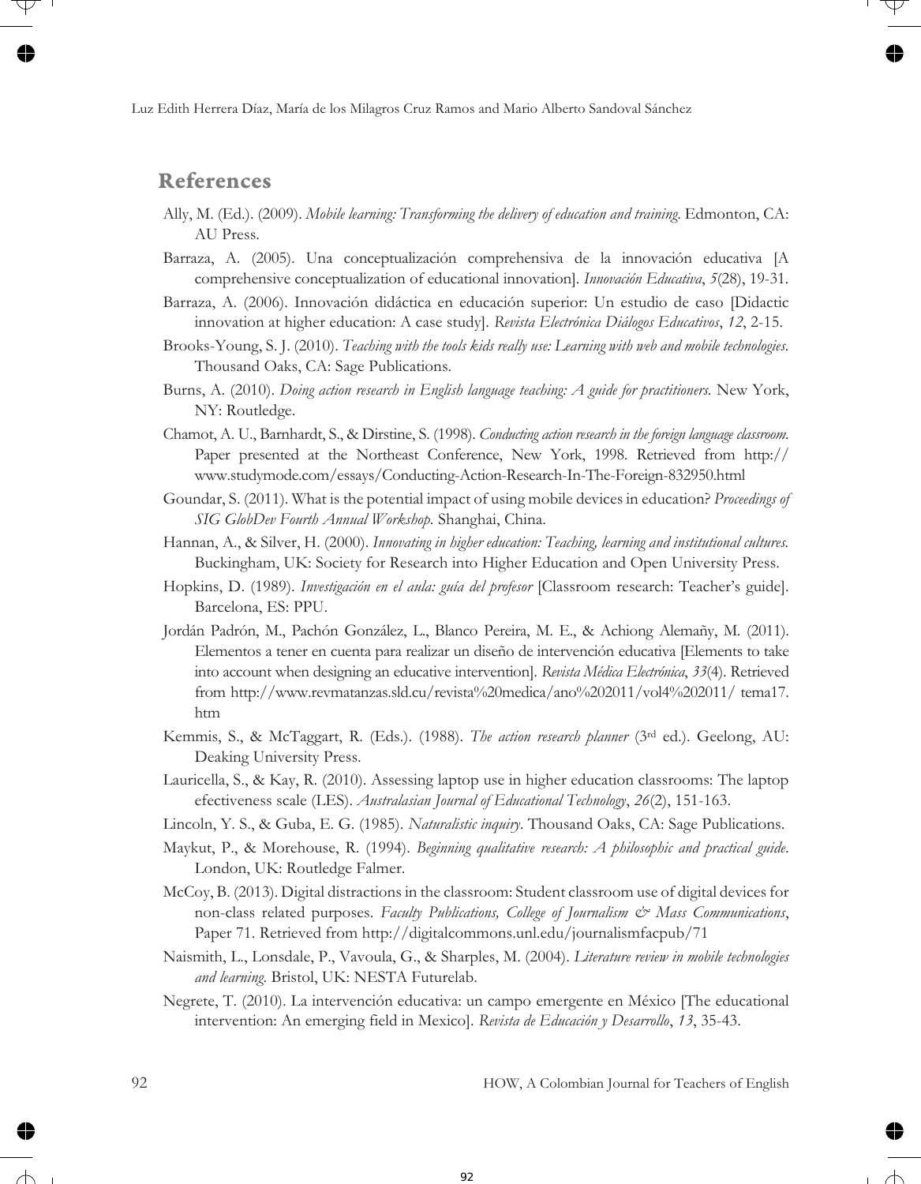## References

Ally, M. (Ed.). (2009). *Mobile learning: Transforming the delivery of education and training*. Edmonton, CA: AU Press.

Barraza, A. (2005). Una conceptualización comprehensiva de la innovación educativa [A comprehensive conceptualization of educational innovation]. *Innovación Educativa*, *5*(28), 19-31.

Barraza, A. (2006). Innovación didáctica en educación superior: Un estudio de caso [Didactic innovation at higher education: A case study]. *Revista Electrónica Diálogos Educativos*, *12*, 2-15.

Brooks-Young, S. J. (2010). *Teaching with the tools kids really use: Learning with web and mobile technologies*. Thousand Oaks, CA: Sage Publications.

Burns, A. (2010). *Doing action research in English language teaching: A guide for practitioners*. New York, NY: Routledge.

Chamot, A. U., Barnhardt, S., & Dirstine, S. (1998). *Conducting action research in the foreign language classroom*. Paper presented at the Northeast Conference, New York, 1998. Retrieved from http://www.studymode.com/essays/Conducting-Action-Research-In-The-Foreign-832950.html

Goundar, S. (2011). What is the potential impact of using mobile devices in education? *Proceedings of SIG GlobDev Fourth Annual Workshop*. Shanghai, China.

Hannan, A., & Silver, H. (2000). *Innovating in higher education: Teaching, learning and institutional cultures*. Buckingham, UK: Society for Research into Higher Education and Open University Press.

Hopkins, D. (1989). *Investigación en el aula: guía del profesor* [Classroom research: Teacher's guide]. Barcelona, ES: PPU.

Jordán Padrón, M., Pachón González, L., Blanco Pereira, M. E., & Achiong Alemañy, M. (2011). Elementos a tener en cuenta para realizar un diseño de intervención educativa [Elements to take into account when designing an educative intervention]. *Revista Médica Electrónica*, *33*(4). Retrieved from http://www.revmatanzas.sld.cu/revista%20medica/ano%202011/vol4%202011/ tema17.htm

Kemmis, S., & McTaggart, R. (Eds.). (1988). *The action research planner* (3rd ed.). Geelong, AU: Deaking University Press.

Lauricella, S., & Kay, R. (2010). Assessing laptop use in higher education classrooms: The laptop efectiveness scale (LES). *Australasian Journal of Educational Technology*, *26*(2), 151-163.

Lincoln, Y. S., & Guba, E. G. (1985). *Naturalistic inquiry*. Thousand Oaks, CA: Sage Publications.

Maykut, P., & Morehouse, R. (1994). *Beginning qualitative research: A philosophic and practical guide*. London, UK: Routledge Falmer.

McCoy, B. (2013). Digital distractions in the classroom: Student classroom use of digital devices for non-class related purposes. *Faculty Publications, College of Journalism & Mass Communications*, Paper 71. Retrieved from http://digitalcommons.unl.edu/journalismfacpub/71

Naismith, L., Lonsdale, P., Vavoula, G., & Sharples, M. (2004). *Literature review in mobile technologies and learning*. Bristol, UK: NESTA Futurelab.

Negrete, T. (2010). La intervención educativa: un campo emergente en México [The educational intervention: An emerging field in Mexico]. *Revista de Educación y Desarrollo*, *13*, 35-43.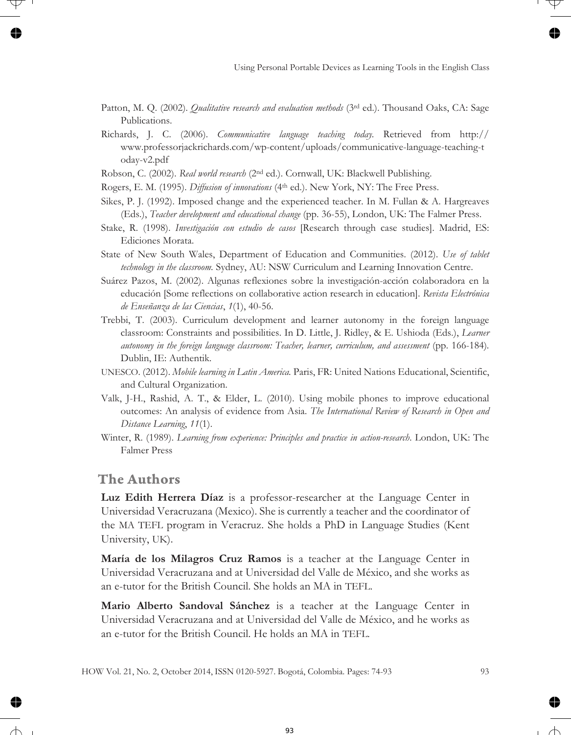Patton, M. Q. (2002). *Qualitative research and evaluation methods* (3rd ed.). Thousand Oaks, CA: Sage Publications.

Richards, J. C. (2006). *Communicative language teaching today*. Retrieved from http://www.professorjackrichards.com/wp-content/uploads/communicative-language-teaching-today-v2.pdf

Robson, C. (2002). *Real world research* (2nd ed.). Cornwall, UK: Blackwell Publishing.

Rogers, E. M. (1995). *Diffusion of innovations* (4th ed.). New York, NY: The Free Press.

Sikes, P. J. (1992). Imposed change and the experienced teacher. In M. Fullan & A. Hargreaves (Eds.), *Teacher development and educational change* (pp. 36-55), London, UK: The Falmer Press.

Stake, R. (1998). *Investigación con estudio de casos* [Research through case studies]. Madrid, ES: Ediciones Morata.

State of New South Wales, Department of Education and Communities. (2012). *Use of tablet technology in the classroom.* Sydney, AU: NSW Curriculum and Learning Innovation Centre.

Suárez Pazos, M. (2002). Algunas reflexiones sobre la investigación-acción colaboradora en la educación [Some reflections on collaborative action research in education]. *Revista Electrónica de Enseñanza de las Ciencias*, *1*(1), 40-56.

Trebbi, T. (2003). Curriculum development and learner autonomy in the foreign language classroom: Constraints and possibilities. In D. Little, J. Ridley, & E. Ushioda (Eds.), *Learner autonomy in the foreign language classroom: Teacher, learner, curriculum, and assessment* (pp. 166-184). Dublin, IE: Authentik.

UNESCO. (2012). *Mobile learning in Latin America.* Paris, FR: United Nations Educational, Scientific, and Cultural Organization.

Valk, J-H., Rashid, A. T., & Elder, L. (2010). Using mobile phones to improve educational outcomes: An analysis of evidence from Asia. *The International Review of Research in Open and Distance Learning*, *11*(1).

Winter, R. (1989). *Learning from experience: Principles and practice in action-research*. London, UK: The Falmer Press

## The Authors

**Luz Edith Herrera Díaz** is a professor-researcher at the Language Center in Universidad Veracruzana (Mexico). She is currently a teacher and the coordinator of the MA TEFL program in Veracruz. She holds a PhD in Language Studies (Kent University, UK).

**María de los Milagros Cruz Ramos** is a teacher at the Language Center in Universidad Veracruzana and at Universidad del Valle de México, and she works as an e-tutor for the British Council. She holds an MA in TEFL.

**Mario Alberto Sandoval Sánchez** is a teacher at the Language Center in Universidad Veracruzana and at Universidad del Valle de México, and he works as an e-tutor for the British Council. He holds an MA in TEFL.